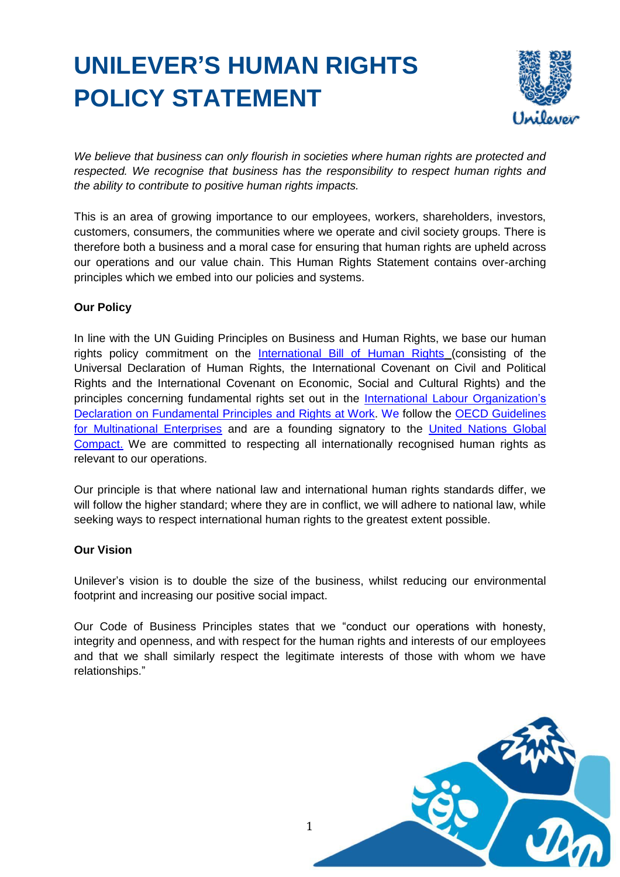# UNILEVER'S HUMAN RIGHTS POLICY STATEMENT

*We believe that business can only flourish in societies where human rights are protected and respected. We recognise that business has the responsibility to respect human rights and the ability to contribute to positive human rights impacts.*

This is an area of growing importance to our employees, workers, shareholders, investors, customers, consumers, the communities where we operate and civil society groups. There is therefore both a business and a moral case for ensuring that human rights are upheld across our operations and our value chain. This Human Rights Statement contains over-arching principles which we embed into our policies and systems.

**Our Policy**

In line with the UN Guiding Principles on Business and Human Rights, we base our human rights policy commitment on the International Bill of Human Rights (consisting of the Universal Declaration of Human Rights, the International Covenant on Civil and Political Rights and the International Covenant on Economic, Social and Cultural Rights) and the principles concerning fundamental rights set out in the International Labour Organization's Declaration on Fundamental Principles and Rights at Work. We follow the OECD Guidelines for Multinational Enterprises and are a founding signatory to the United Nations Global Compact. We are committed to respecting all internationally recognised human rights as relevant to our operations.

Our principle is that where national law and international human rights standards differ, we will follow the higher standard; where they are in conflict, we will adhere to national law, while seeking ways to respect international human rights to the greatest extent possible.

**Our Vision**

Unilever's vision is to double the size of the business, whilst reducing our environmental footprint and increasing our positive social impact.

Our Code of Business Principles states that we "conduct our operations with honesty, integrity and openness, and with respect for the human rights and interests of our employees and that we shall similarly respect the legitimate interests of those with whom we have relationships."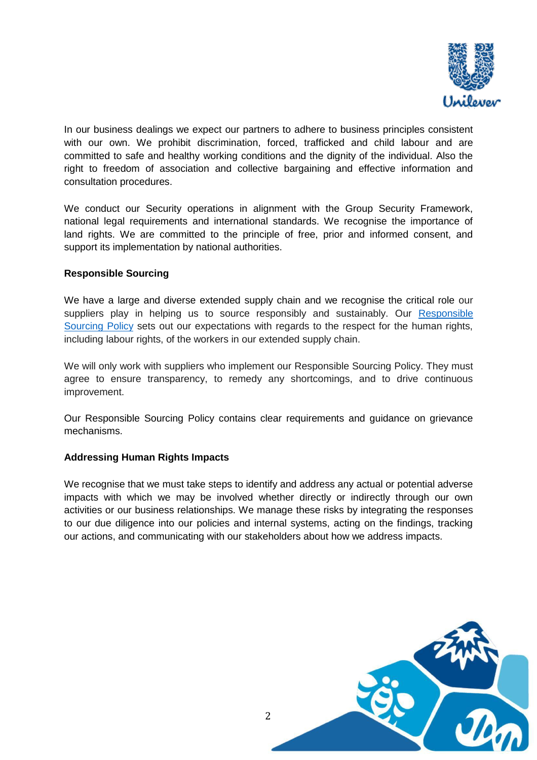In our business dealings we expect our partners to adhere to business principles consistent with our own. We prohibit discrimination, forced, trafficked and child labour and are committed to safe and healthy working conditions and the dignity of the individual. Also the right to freedom of association and collective bargaining and effective information and consultation procedures.

We conduct our Security operations in alignment with the Group Security Framework, national legal requirements and international standards. We recognise the importance of land rights. We are committed to the principle of free, prior and informed consent, and support its implementation by national authorities.

**Responsible Sourcing**

We have a large and diverse extended supply chain and we recognise the critical role our suppliers play in helping us to source responsibly and sustainably. Our Responsible Sourcing Policy sets out our expectations with regards to the respect for the human rights, including labour rights, of the workers in our extended supply chain.

We will only work with suppliers who implement our Responsible Sourcing Policy. They must agree to ensure transparency, to remedy any shortcomings, and to drive continuous improvement.

Our Responsible Sourcing Policy contains clear requirements and guidance on grievance mechanisms.

**Addressing Human Rights Impacts**

We recognise that we must take steps to identify and address any actual or potential adverse impacts with which we may be involved whether directly or indirectly through our own activities or our business relationships. We manage these risks by integrating the responses to our due diligence into our policies and internal systems, acting on the findings, tracking our actions, and communicating with our stakeholders about how we address impacts.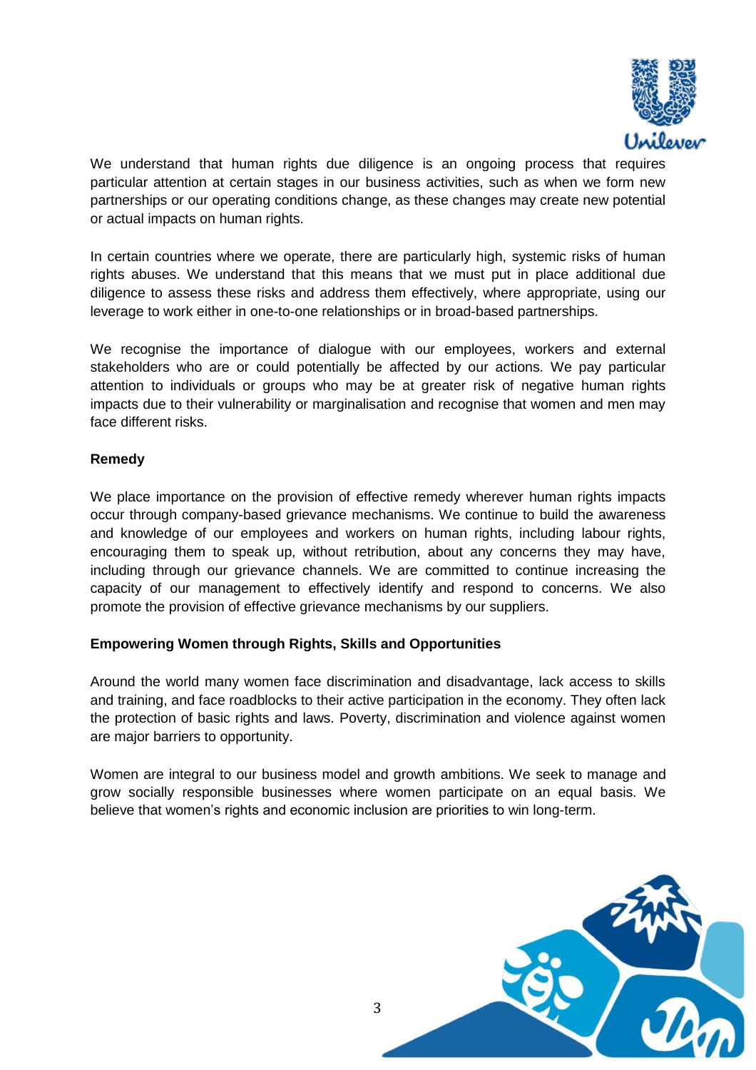We understand that human rights due diligence is an ongoing process that requires particular attention at certain stages in our business activities, such as when we form new partnerships or our operating conditions change, as these changes may create new potential or actual impacts on human rights.

In certain countries where we operate, there are particularly high, systemic risks of human rights abuses. We understand that this means that we must put in place additional due diligence to assess these risks and address them effectively, where appropriate, using our leverage to work either in one-to-one relationships or in broad-based partnerships.

We recognise the importance of dialogue with our employees, workers and external stakeholders who are or could potentially be affected by our actions. We pay particular attention to individuals or groups who may be at greater risk of negative human rights impacts due to their vulnerability or marginalisation and recognise that women and men may face different risks.

**Remedy**

We place importance on the provision of effective remedy wherever human rights impacts occur through company-based grievance mechanisms. We continue to build the awareness and knowledge of our employees and workers on human rights, including labour rights, encouraging them to speak up, without retribution, about any concerns they may have, including through our grievance channels. We are committed to continue increasing the capacity of our management to effectively identify and respond to concerns. We also promote the provision of effective grievance mechanisms by our suppliers.

**Empowering Women through Rights, Skills and Opportunities**

Around the world many women face discrimination and disadvantage, lack access to skills and training, and face roadblocks to their active participation in the economy. They often lack the protection of basic rights and laws. Poverty, discrimination and violence against women are major barriers to opportunity.

Women are integral to our business model and growth ambitions. We seek to manage and grow socially responsible businesses where women participate on an equal basis. We believe that women's rights and economic inclusion are priorities to win long-term.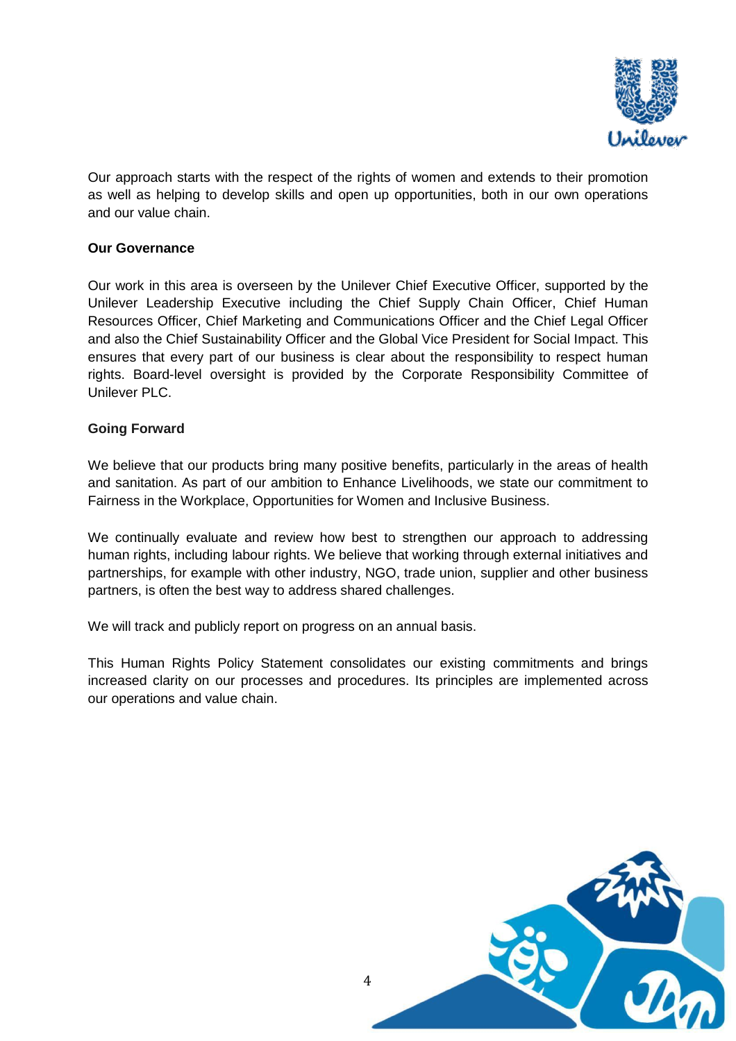Our approach starts with the respect of the rights of women and extends to their promotion as well as helping to develop skills and open up opportunities, both in our own operations and our value chain.

**Our Governance**

Our work in this area is overseen by the Unilever Chief Executive Officer, supported by the Unilever Leadership Executive including the Chief Supply Chain Officer, Chief Human Resources Officer, Chief Marketing and Communications Officer and the Chief Legal Officer and also the Chief Sustainability Officer and the Global Vice President for Social Impact. This ensures that every part of our business is clear about the responsibility to respect human rights. Board-level oversight is provided by the Corporate Responsibility Committee of Unilever PLC.

**Going Forward**

We believe that our products bring many positive benefits, particularly in the areas of health and sanitation. As part of our ambition to Enhance Livelihoods, we state our commitment to Fairness in the Workplace, Opportunities for Women and Inclusive Business.

We continually evaluate and review how best to strengthen our approach to addressing human rights, including labour rights. We believe that working through external initiatives and partnerships, for example with other industry, NGO, trade union, supplier and other business partners, is often the best way to address shared challenges.

We will track and publicly report on progress on an annual basis.

This Human Rights Policy Statement consolidates our existing commitments and brings increased clarity on our processes and procedures. Its principles are implemented across our operations and value chain.